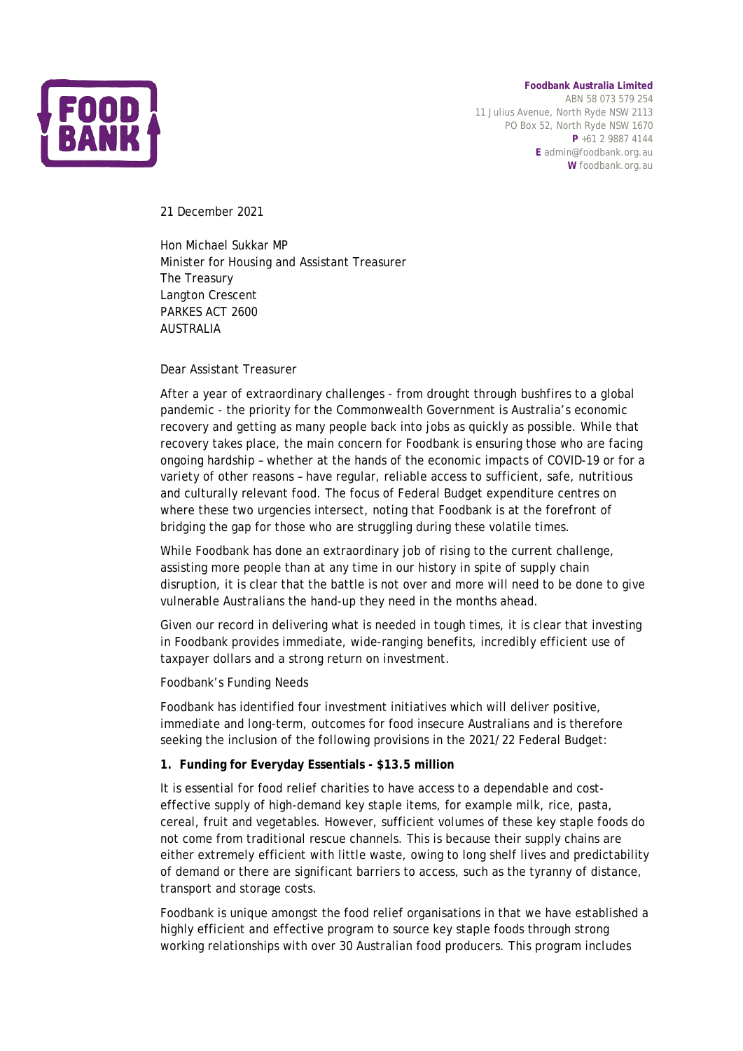**Foodbank Australia Limited**
ABN 58 073 579 254
11 Julius Avenue, North Ryde NSW 2113
PO Box 52, North Ryde NSW 1670
**P** +61 2 9887 4144
**E** admin@foodbank.org.au
**W** foodbank.org.au

21 December 2021

Hon Michael Sukkar MP
Minister for Housing and Assistant Treasurer
The Treasury
Langton Crescent
PARKES ACT 2600
AUSTRALIA

Dear Assistant Treasurer

After a year of extraordinary challenges - from drought through bushfires to a global pandemic - the priority for the Commonwealth Government is Australia's economic recovery and getting as many people back into jobs as quickly as possible. While that recovery takes place, the main concern for Foodbank is ensuring those who are facing ongoing hardship – whether at the hands of the economic impacts of COVID-19 or for a variety of other reasons – have regular, reliable access to sufficient, safe, nutritious and culturally relevant food. The focus of Federal Budget expenditure centres on where these two urgencies intersect, noting that Foodbank is at the forefront of bridging the gap for those who are struggling during these volatile times.

While Foodbank has done an extraordinary job of rising to the current challenge, assisting more people than at any time in our history in spite of supply chain disruption, it is clear that the battle is not over and more will need to be done to give vulnerable Australians the hand-up they need in the months ahead.

Given our record in delivering what is needed in tough times, it is clear that investing in Foodbank provides immediate, wide-ranging benefits, incredibly efficient use of taxpayer dollars and a strong return on investment.

Foodbank's Funding Needs

Foodbank has identified four investment initiatives which will deliver positive, immediate and long-term, outcomes for food insecure Australians and is therefore seeking the inclusion of the following provisions in the 2021/22 Federal Budget:

**1. Funding for Everyday Essentials - $13.5 million**

It is essential for food relief charities to have access to a dependable and cost-effective supply of high-demand key staple items, for example milk, rice, pasta, cereal, fruit and vegetables. However, sufficient volumes of these key staple foods do not come from traditional rescue channels. This is because their supply chains are either extremely efficient with little waste, owing to long shelf lives and predictability of demand or there are significant barriers to access, such as the tyranny of distance, transport and storage costs.

Foodbank is unique amongst the food relief organisations in that we have established a highly efficient and effective program to source key staple foods through strong working relationships with over 30 Australian food producers. This program includes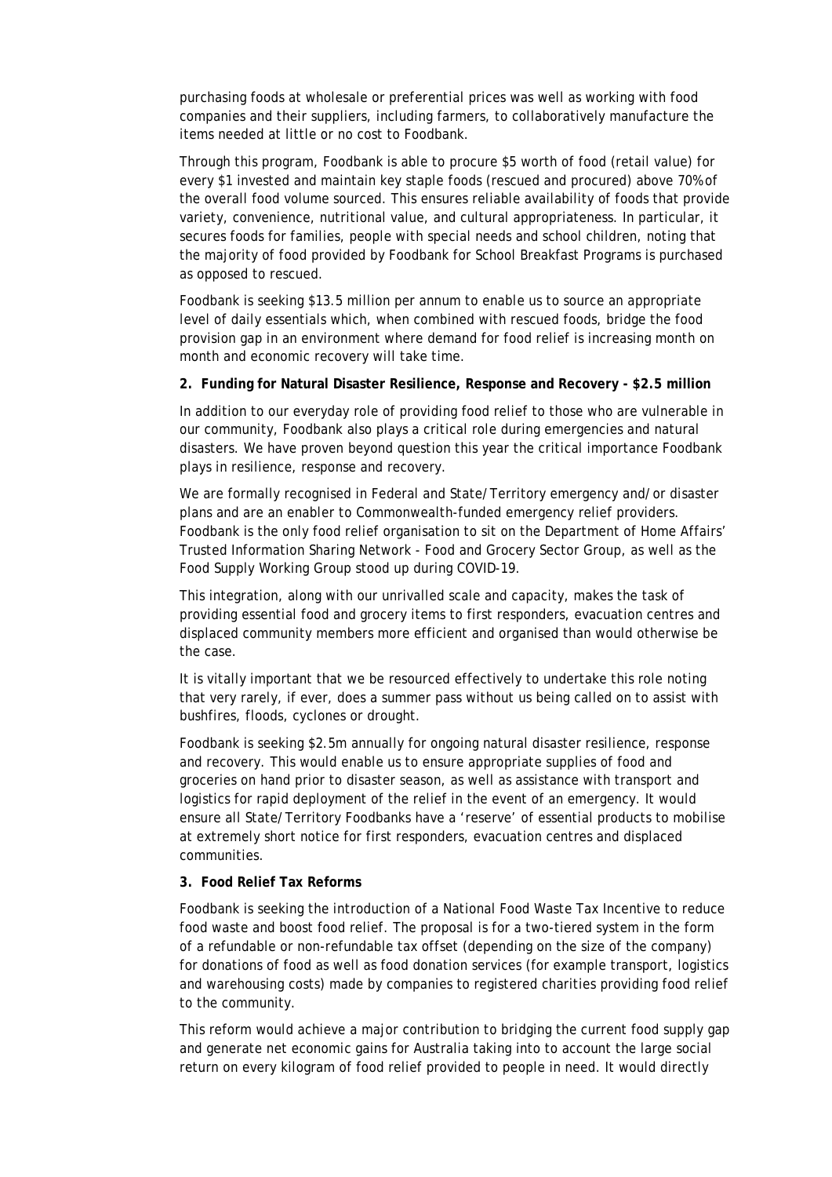purchasing foods at wholesale or preferential prices was well as working with food companies and their suppliers, including farmers, to collaboratively manufacture the items needed at little or no cost to Foodbank.

Through this program, Foodbank is able to procure $5 worth of food (retail value) for every $1 invested and maintain key staple foods (rescued and procured) above 70% of the overall food volume sourced. This ensures reliable availability of foods that provide variety, convenience, nutritional value, and cultural appropriateness. In particular, it secures foods for families, people with special needs and school children, noting that the majority of food provided by Foodbank for School Breakfast Programs is purchased as opposed to rescued.

Foodbank is seeking $13.5 million per annum to enable us to source an appropriate level of daily essentials which, when combined with rescued foods, bridge the food provision gap in an environment where demand for food relief is increasing month on month and economic recovery will take time.

**2. Funding for Natural Disaster Resilience, Response and Recovery - $2.5 million**

In addition to our everyday role of providing food relief to those who are vulnerable in our community, Foodbank also plays a critical role during emergencies and natural disasters. We have proven beyond question this year the critical importance Foodbank plays in resilience, response and recovery.

We are formally recognised in Federal and State/Territory emergency and/or disaster plans and are an enabler to Commonwealth-funded emergency relief providers. Foodbank is the only food relief organisation to sit on the Department of Home Affairs' Trusted Information Sharing Network - Food and Grocery Sector Group, as well as the Food Supply Working Group stood up during COVID-19.

This integration, along with our unrivalled scale and capacity, makes the task of providing essential food and grocery items to first responders, evacuation centres and displaced community members more efficient and organised than would otherwise be the case.

It is vitally important that we be resourced effectively to undertake this role noting that very rarely, if ever, does a summer pass without us being called on to assist with bushfires, floods, cyclones or drought.

Foodbank is seeking $2.5m annually for ongoing natural disaster resilience, response and recovery. This would enable us to ensure appropriate supplies of food and groceries on hand prior to disaster season, as well as assistance with transport and logistics for rapid deployment of the relief in the event of an emergency. It would ensure all State/Territory Foodbanks have a 'reserve' of essential products to mobilise at extremely short notice for first responders, evacuation centres and displaced communities.

**3. Food Relief Tax Reforms**

Foodbank is seeking the introduction of a National Food Waste Tax Incentive to reduce food waste and boost food relief. The proposal is for a two-tiered system in the form of a refundable or non-refundable tax offset (depending on the size of the company) for donations of food as well as food donation services (for example transport, logistics and warehousing costs) made by companies to registered charities providing food relief to the community.

This reform would achieve a major contribution to bridging the current food supply gap and generate net economic gains for Australia taking into to account the large social return on every kilogram of food relief provided to people in need. It would directly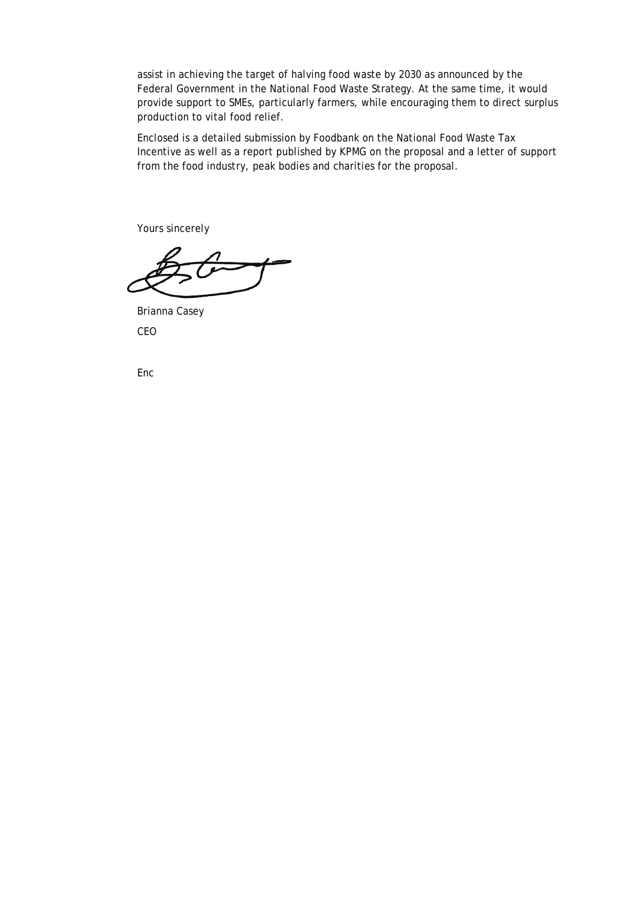assist in achieving the target of halving food waste by 2030 as announced by the Federal Government in the National Food Waste Strategy. At the same time, it would provide support to SMEs, particularly farmers, while encouraging them to direct surplus production to vital food relief.

Enclosed is a detailed submission by Foodbank on the National Food Waste Tax Incentive as well as a report published by KPMG on the proposal and a letter of support from the food industry, peak bodies and charities for the proposal.

Yours sincerely

Brianna Casey

CEO

Enc